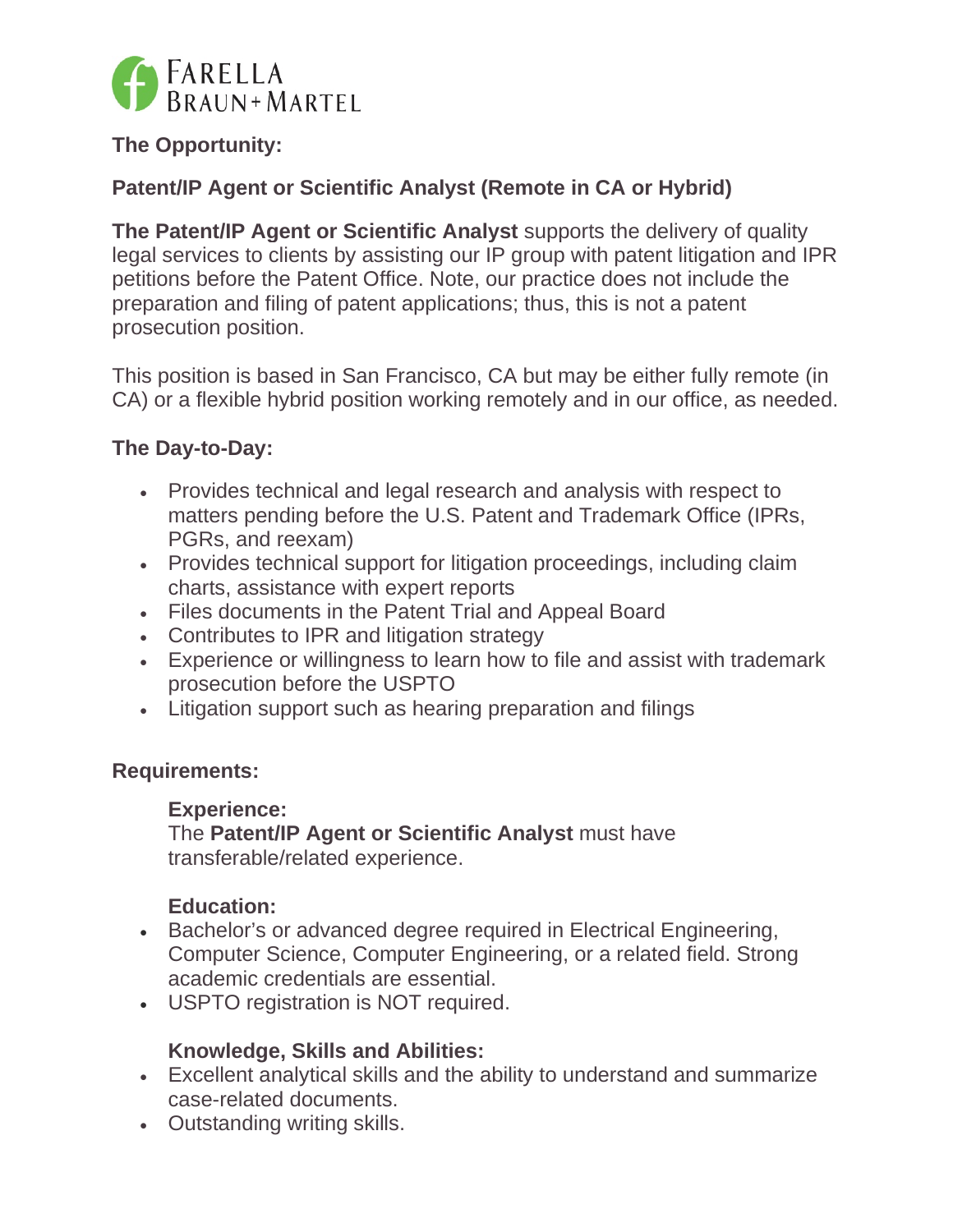FARELLA BRAUN + MARTEL

**The Opportunity:**

**Patent/IP Agent or Scientific Analyst (Remote in CA or Hybrid)**

**The Patent/IP Agent or Scientific Analyst** supports the delivery of quality legal services to clients by assisting our IP group with patent litigation and IPR petitions before the Patent Office. Note, our practice does not include the preparation and filing of patent applications; thus, this is not a patent prosecution position.

This position is based in San Francisco, CA but may be either fully remote (in CA) or a flexible hybrid position working remotely and in our office, as needed.

**The Day-to-Day:**

- Provides technical and legal research and analysis with respect to matters pending before the U.S. Patent and Trademark Office (IPRs, PGRs, and reexam)
- Provides technical support for litigation proceedings, including claim charts, assistance with expert reports
- Files documents in the Patent Trial and Appeal Board
- Contributes to IPR and litigation strategy
- Experience or willingness to learn how to file and assist with trademark prosecution before the USPTO
- Litigation support such as hearing preparation and filings

**Requirements:**

**Experience:**

The **Patent/IP Agent or Scientific Analyst** must have transferable/related experience.

**Education:**

- Bachelor's or advanced degree required in Electrical Engineering, Computer Science, Computer Engineering, or a related field. Strong academic credentials are essential.
- USPTO registration is NOT required.

**Knowledge, Skills and Abilities:**

- Excellent analytical skills and the ability to understand and summarize case-related documents.
- Outstanding writing skills.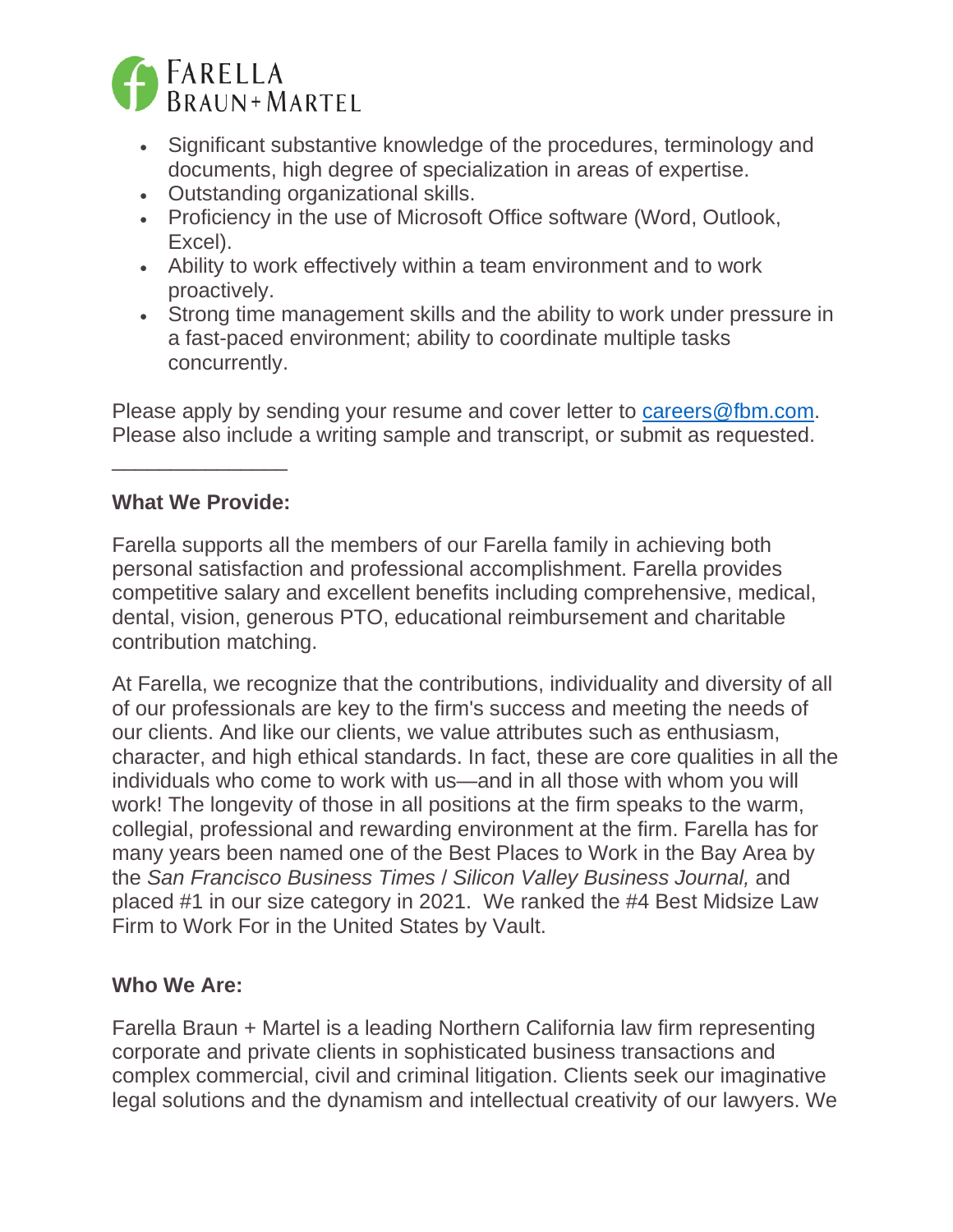- Significant substantive knowledge of the procedures, terminology and documents, high degree of specialization in areas of expertise.
- Outstanding organizational skills.
- Proficiency in the use of Microsoft Office software (Word, Outlook, Excel).
- Ability to work effectively within a team environment and to work proactively.
- Strong time management skills and the ability to work under pressure in a fast-paced environment; ability to coordinate multiple tasks concurrently.

Please apply by sending your resume and cover letter to [careers@fbm.com](mailto:careers@fbm.com). Please also include a writing sample and transcript, or submit as requested.

_______________

**What We Provide:**

Farella supports all the members of our Farella family in achieving both personal satisfaction and professional accomplishment. Farella provides competitive salary and excellent benefits including comprehensive, medical, dental, vision, generous PTO, educational reimbursement and charitable contribution matching.

At Farella, we recognize that the contributions, individuality and diversity of all of our professionals are key to the firm's success and meeting the needs of our clients. And like our clients, we value attributes such as enthusiasm, character, and high ethical standards. In fact, these are core qualities in all the individuals who come to work with us—and in all those with whom you will work! The longevity of those in all positions at the firm speaks to the warm, collegial, professional and rewarding environment at the firm. Farella has for many years been named one of the Best Places to Work in the Bay Area by the *San Francisco Business Times* / *Silicon Valley Business Journal,* and placed #1 in our size category in 2021. We ranked the #4 Best Midsize Law Firm to Work For in the United States by Vault.

**Who We Are:**

Farella Braun + Martel is a leading Northern California law firm representing corporate and private clients in sophisticated business transactions and complex commercial, civil and criminal litigation. Clients seek our imaginative legal solutions and the dynamism and intellectual creativity of our lawyers. We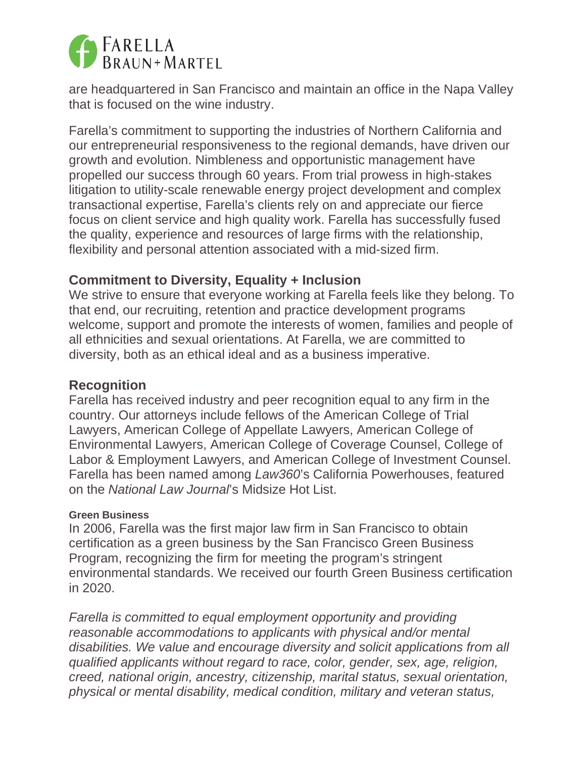are headquartered in San Francisco and maintain an office in the Napa Valley that is focused on the wine industry.

Farella's commitment to supporting the industries of Northern California and our entrepreneurial responsiveness to the regional demands, have driven our growth and evolution. Nimbleness and opportunistic management have propelled our success through 60 years. From trial prowess in high-stakes litigation to utility-scale renewable energy project development and complex transactional expertise, Farella's clients rely on and appreciate our fierce focus on client service and high quality work. Farella has successfully fused the quality, experience and resources of large firms with the relationship, flexibility and personal attention associated with a mid-sized firm.

## Commitment to Diversity, Equality + Inclusion

We strive to ensure that everyone working at Farella feels like they belong. To that end, our recruiting, retention and practice development programs welcome, support and promote the interests of women, families and people of all ethnicities and sexual orientations. At Farella, we are committed to diversity, both as an ethical ideal and as a business imperative.

## Recognition

Farella has received industry and peer recognition equal to any firm in the country. Our attorneys include fellows of the American College of Trial Lawyers, American College of Appellate Lawyers, American College of Environmental Lawyers, American College of Coverage Counsel, College of Labor & Employment Lawyers, and American College of Investment Counsel. Farella has been named among *Law360*'s California Powerhouses, featured on the *National Law Journal*'s Midsize Hot List.

#### Green Business

In 2006, Farella was the first major law firm in San Francisco to obtain certification as a green business by the San Francisco Green Business Program, recognizing the firm for meeting the program's stringent environmental standards. We received our fourth Green Business certification in 2020.

*Farella is committed to equal employment opportunity and providing reasonable accommodations to applicants with physical and/or mental disabilities. We value and encourage diversity and solicit applications from all qualified applicants without regard to race, color, gender, sex, age, religion, creed, national origin, ancestry, citizenship, marital status, sexual orientation, physical or mental disability, medical condition, military and veteran status,*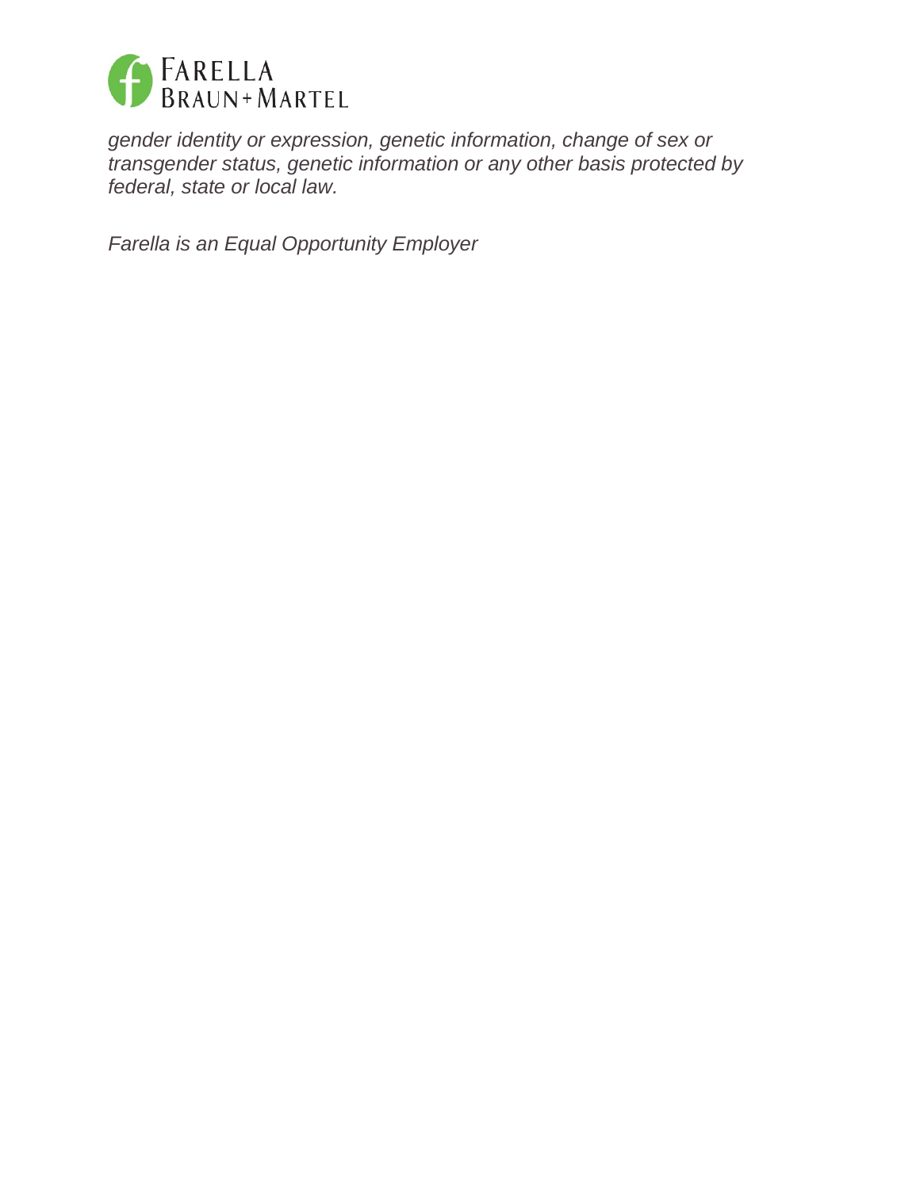*gender identity or expression, genetic information, change of sex or transgender status, genetic information or any other basis protected by federal, state or local law.*

*Farella is an Equal Opportunity Employer*